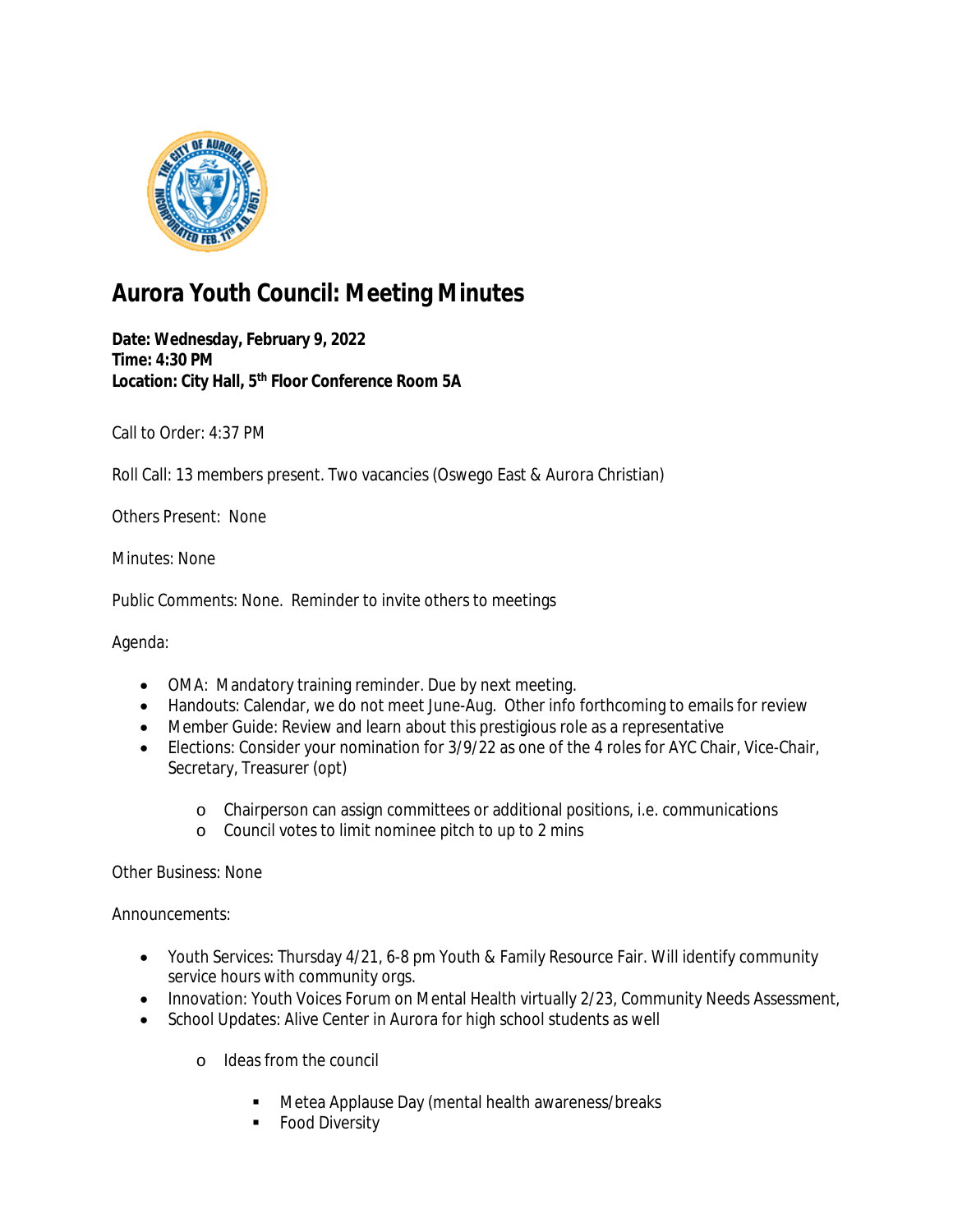# Aurora Youth Council: Meeting Minutes

**Date: Wednesday, February 9, 2022**
**Time: 4:30 PM**
**Location: City Hall, 5th Floor Conference Room 5A**

Call to Order: 4:37 PM

Roll Call: 13 members present. Two vacancies (Oswego East & Aurora Christian)

Others Present: None

Minutes: None

Public Comments: None. Reminder to invite others to meetings

Agenda:

- OMA: Mandatory training reminder. Due by next meeting.
- Handouts: Calendar, we do not meet June-Aug. Other info forthcoming to emails for review
- Member Guide: Review and learn about this prestigious role as a representative
- Elections: Consider your nomination for 3/9/22 as one of the 4 roles for AYC Chair, Vice-Chair, Secretary, Treasurer (opt)
  - Chairperson can assign committees or additional positions, i.e. communications
  - Council votes to limit nominee pitch to up to 2 mins

Other Business: None

Announcements:

- Youth Services: Thursday 4/21, 6-8 pm Youth & Family Resource Fair. Will identify community service hours with community orgs.
- Innovation: Youth Voices Forum on Mental Health virtually 2/23, Community Needs Assessment,
- School Updates: Alive Center in Aurora for high school students as well
  - Ideas from the council
    - Metea Applause Day (mental health awareness/breaks
    - Food Diversity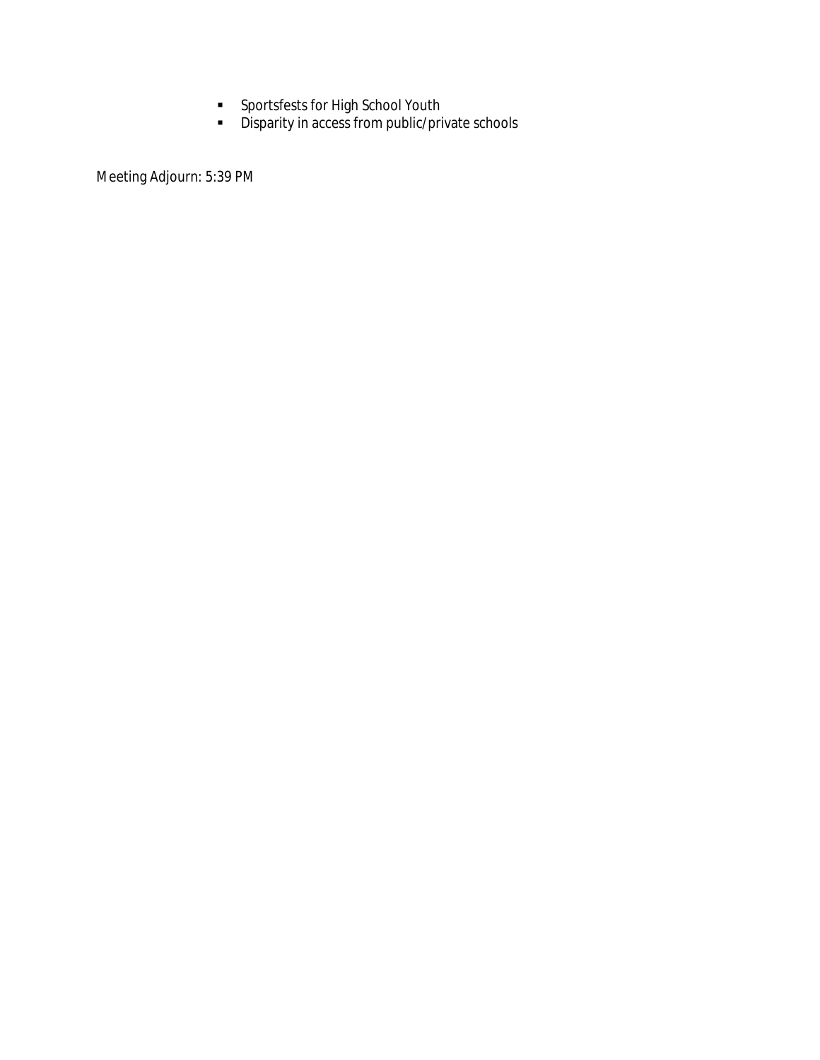- Sportsfests for High School Youth
- Disparity in access from public/private schools

Meeting Adjourn: 5:39 PM